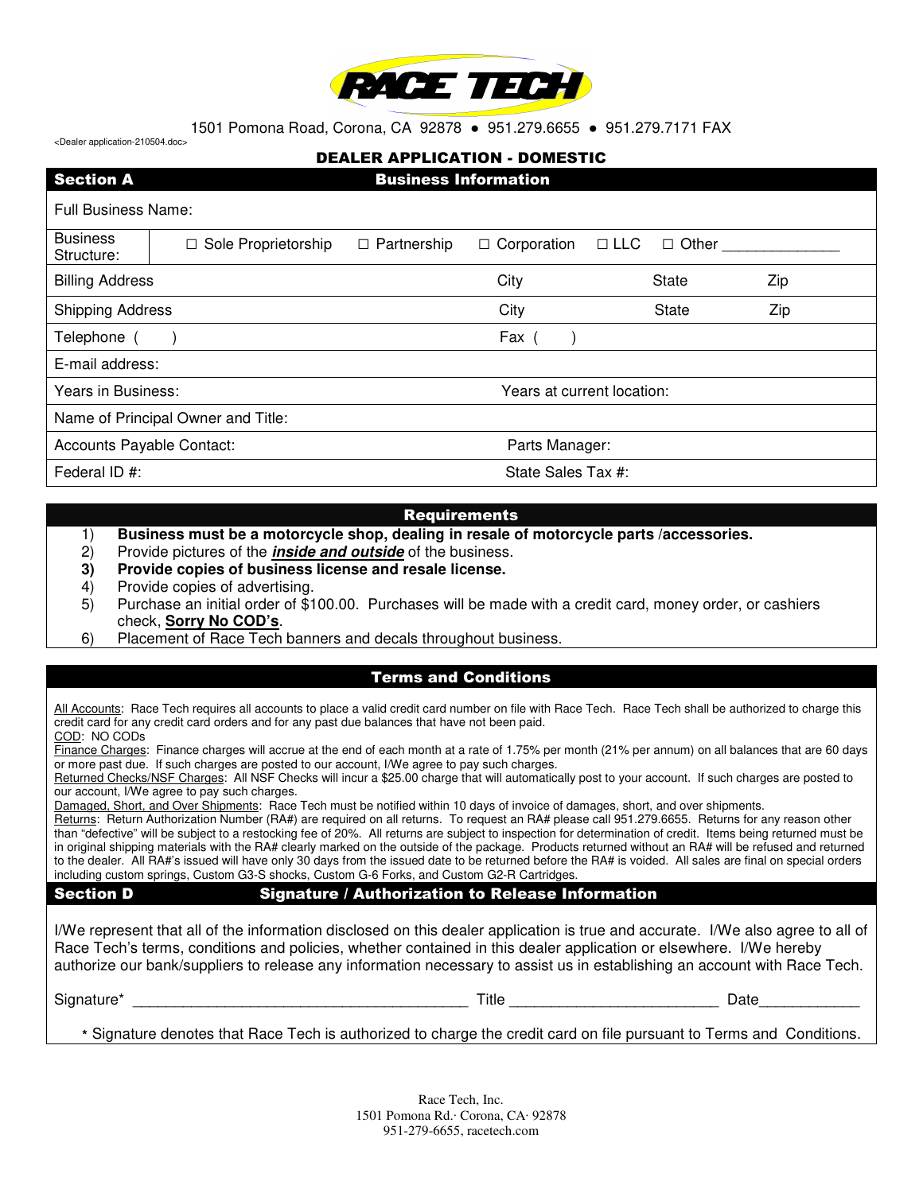RACE TECH

1501 Pomona Road, Corona, CA 92878 ● 951.279.6655 ● 951.279.7171 FAX

<Dealer application-210504.doc>

# DEALER APPLICATION - DOMESTIC

## Section A — Business Information

| Full Business Name: | | | | |
|---|---|---|---|---|
| Business Structure: | ☐ Sole Proprietorship ☐ Partnership ☐ Corporation ☐ LLC ☐ Other _____________ | | | |
| Billing Address | | City | State | Zip |
| Shipping Address | | City | State | Zip |
| Telephone ( ) | | Fax ( ) | | |
| E-mail address: | | | | |
| Years in Business: | | Years at current location: | | |
| Name of Principal Owner and Title: | | | | |
| Accounts Payable Contact: | | Parts Manager: | | |
| Federal ID #: | | State Sales Tax #: | | |

## Requirements

1) **Business must be a motorcycle shop, dealing in resale of motorcycle parts /accessories.**
2) Provide pictures of the ***inside and outside*** of the business.
3) **Provide copies of business license and resale license.**
4) Provide copies of advertising.
5) Purchase an initial order of $100.00. Purchases will be made with a credit card, money order, or cashiers check, **Sorry No COD's**.
6) Placement of Race Tech banners and decals throughout business.

## Terms and Conditions

All Accounts: Race Tech requires all accounts to place a valid credit card number on file with Race Tech. Race Tech shall be authorized to charge this credit card for any credit card orders and for any past due balances that have not been paid.

COD: NO CODs

Finance Charges: Finance charges will accrue at the end of each month at a rate of 1.75% per month (21% per annum) on all balances that are 60 days or more past due. If such charges are posted to our account, I/We agree to pay such charges.

Returned Checks/NSF Charges: All NSF Checks will incur a $25.00 charge that will automatically post to your account. If such charges are posted to our account, I/We agree to pay such charges.

Damaged, Short, and Over Shipments: Race Tech must be notified within 10 days of invoice of damages, short, and over shipments.

Returns: Return Authorization Number (RA#) are required on all returns. To request an RA# please call 951.279.6655. Returns for any reason other than "defective" will be subject to a restocking fee of 20%. All returns are subject to inspection for determination of credit. Items being returned must be in original shipping materials with the RA# clearly marked on the outside of the package. Products returned without an RA# will be refused and returned to the dealer. All RA#'s issued will have only 30 days from the issued date to be returned before the RA# is voided. All sales are final on special orders including custom springs, Custom G3-S shocks, Custom G-6 Forks, and Custom G2-R Cartridges.

## Section D — Signature / Authorization to Release Information

I/We represent that all of the information disclosed on this dealer application is true and accurate. I/We also agree to all of Race Tech's terms, conditions and policies, whether contained in this dealer application or elsewhere. I/We hereby authorize our bank/suppliers to release any information necessary to assist us in establishing an account with Race Tech.

Signature* _______________________________________ Title ________________________ Date___________

* Signature denotes that Race Tech is authorized to charge the credit card on file pursuant to Terms and Conditions.

Race Tech, Inc.
1501 Pomona Rd.· Corona, CA· 92878
951-279-6655, racetech.com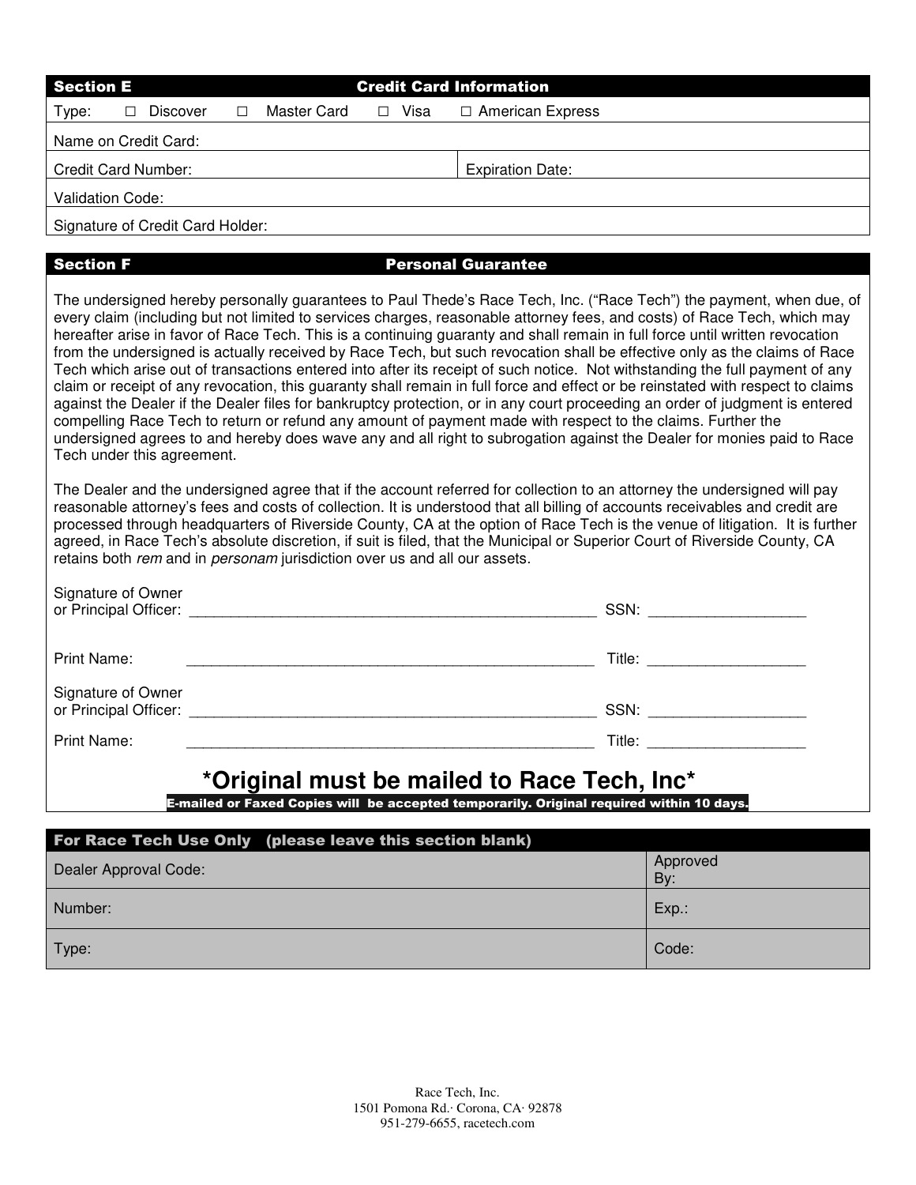| Section E | Credit Card Information |
|---|---|
| Type: ☐ Discover ☐ Master Card ☐ Visa ☐ American Express | |
| Name on Credit Card: | |
| Credit Card Number: | Expiration Date: |
| Validation Code: | |
| Signature of Credit Card Holder: | |

## Section F — Personal Guarantee

The undersigned hereby personally guarantees to Paul Thede's Race Tech, Inc. ("Race Tech") the payment, when due, of every claim (including but not limited to services charges, reasonable attorney fees, and costs) of Race Tech, which may hereafter arise in favor of Race Tech. This is a continuing guaranty and shall remain in full force until written revocation from the undersigned is actually received by Race Tech, but such revocation shall be effective only as the claims of Race Tech which arise out of transactions entered into after its receipt of such notice. Not withstanding the full payment of any claim or receipt of any revocation, this guaranty shall remain in full force and effect or be reinstated with respect to claims against the Dealer if the Dealer files for bankruptcy protection, or in any court proceeding an order of judgment is entered compelling Race Tech to return or refund any amount of payment made with respect to the claims. Further the undersigned agrees to and hereby does wave any and all right to subrogation against the Dealer for monies paid to Race Tech under this agreement.

The Dealer and the undersigned agree that if the account referred for collection to an attorney the undersigned will pay reasonable attorney's fees and costs of collection. It is understood that all billing of accounts receivables and credit are processed through headquarters of Riverside County, CA at the option of Race Tech is the venue of litigation. It is further agreed, in Race Tech's absolute discretion, if suit is filed, that the Municipal or Superior Court of Riverside County, CA retains both *rem* and in *personam* jurisdiction over us and all our assets.

Signature of Owner or Principal Officer: ___________________________________________________ SSN: __________________

Print Name: ___________________________________________________ Title: __________________

Signature of Owner or Principal Officer: ___________________________________________________ SSN: __________________

Print Name: ___________________________________________________ Title: __________________

# *Original must be mailed to Race Tech, Inc*

**E-mailed or Faxed Copies will be accepted temporarily. Original required within 10 days.**

| For Race Tech Use Only (please leave this section blank) | |
|---|---|
| Dealer Approval Code: | Approved By: |
| Number: | Exp.: |
| Type: | Code: |

Race Tech, Inc.
1501 Pomona Rd.· Corona, CA· 92878
951-279-6655, racetech.com